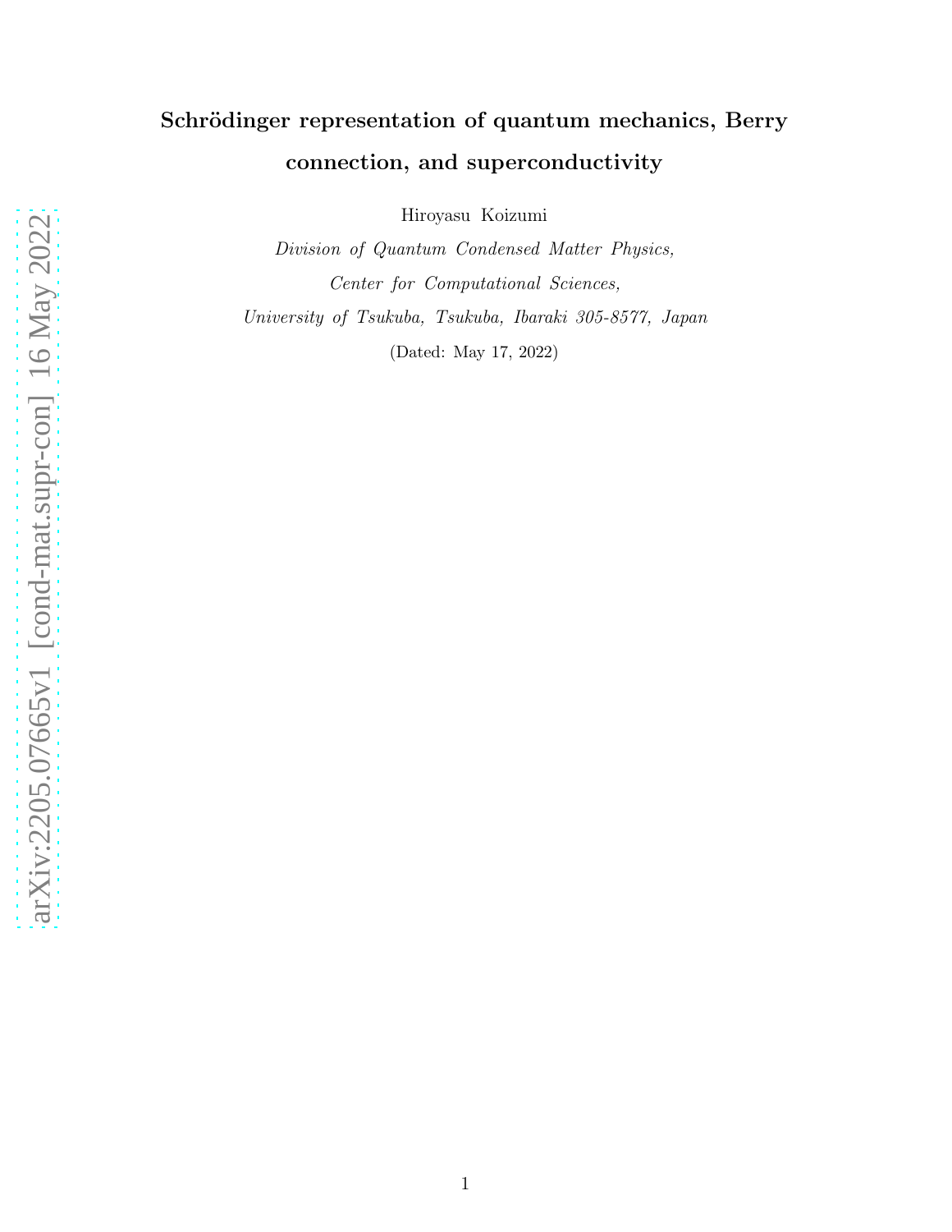# Schrödinger representation of quantum mechanics, Berry connection, and superconductivity

Hiroyasu Koizumi

*Division of Quantum Condensed Matter Physics,*

*Center for Computational Sciences,*

*University of Tsukuba, Tsukuba, Ibaraki 305-8577, Japan*

(Dated: May 17, 2022)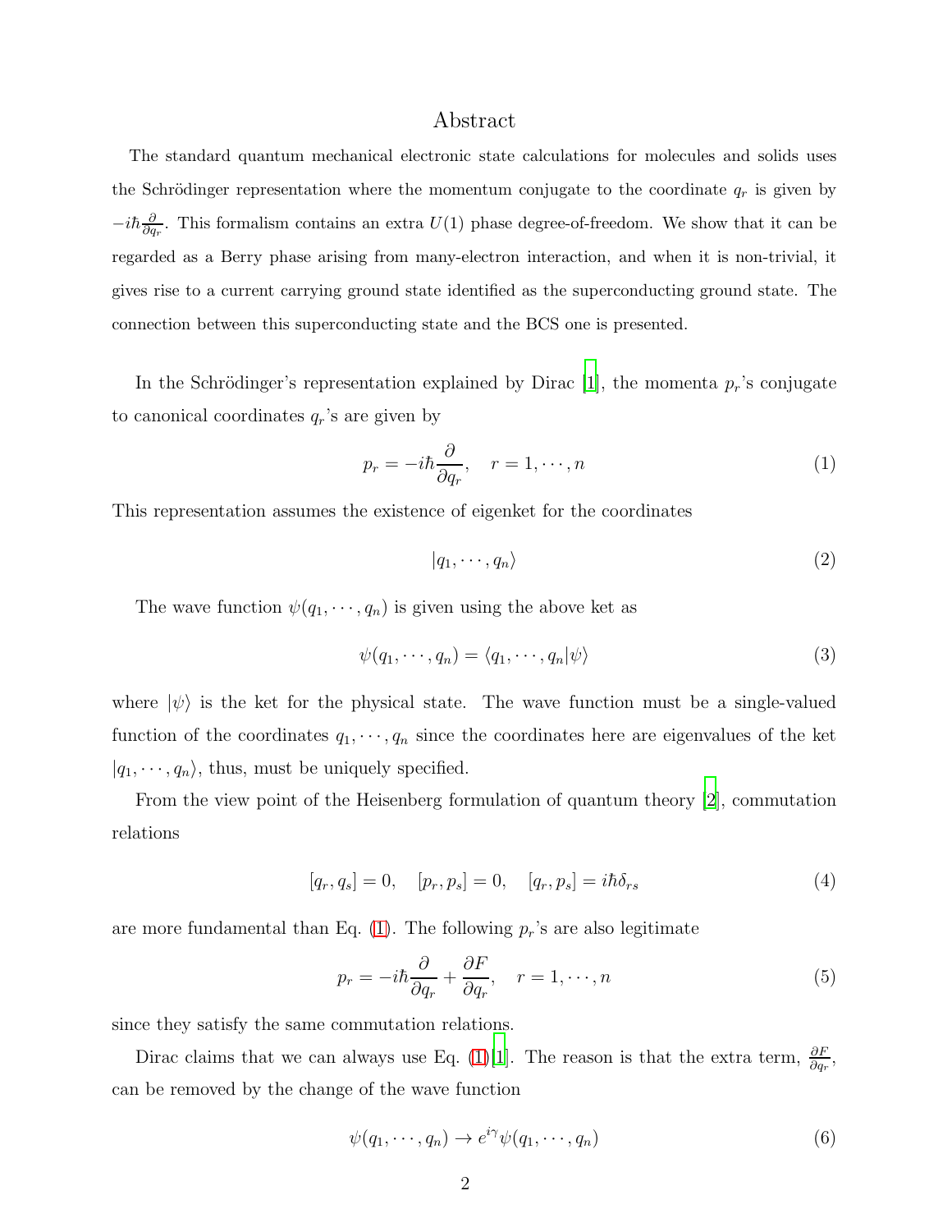## Abstract

The standard quantum mechanical electronic state calculations for molecules and solids uses the Schrödinger representation where the momentum conjugate to the coordinate $q_r$ is given by $-i\hbar\frac{\partial}{\partial q_r}$. This formalism contains an extra $U(1)$ phase degree-of-freedom. We show that it can be regarded as a Berry phase arising from many-electron interaction, and when it is non-trivial, it gives rise to a current carrying ground state identified as the superconducting ground state. The connection between this superconducting state and the BCS one is presented.

In the Schrödinger's representation explained by Dirac [1], the momenta $p_r$'s conjugate to canonical coordinates $q_r$'s are given by

$$p_r = -i\hbar\frac{\partial}{\partial q_r}, \quad r = 1, \cdots, n \tag{1}$$

This representation assumes the existence of eigenket for the coordinates

$$|q_1, \cdots, q_n\rangle \tag{2}$$

The wave function $\psi(q_1, \cdots, q_n)$ is given using the above ket as

$$\psi(q_1, \cdots, q_n) = \langle q_1, \cdots, q_n|\psi\rangle \tag{3}$$

where $|\psi\rangle$ is the ket for the physical state. The wave function must be a single-valued function of the coordinates $q_1, \cdots, q_n$ since the coordinates here are eigenvalues of the ket $|q_1, \cdots, q_n\rangle$, thus, must be uniquely specified.

From the view point of the Heisenberg formulation of quantum theory [2], commutation relations

$$[q_r, q_s] = 0, \quad [p_r, p_s] = 0, \quad [q_r, p_s] = i\hbar\delta_{rs} \tag{4}$$

are more fundamental than Eq. (1). The following $p_r$'s are also legitimate

$$p_r = -i\hbar\frac{\partial}{\partial q_r} + \frac{\partial F}{\partial q_r}, \quad r = 1, \cdots, n \tag{5}$$

since they satisfy the same commutation relations.

Dirac claims that we can always use Eq. (1)[1]. The reason is that the extra term, $\frac{\partial F}{\partial q_r}$, can be removed by the change of the wave function

$$\psi(q_1, \cdots, q_n) \to e^{i\gamma}\psi(q_1, \cdots, q_n) \tag{6}$$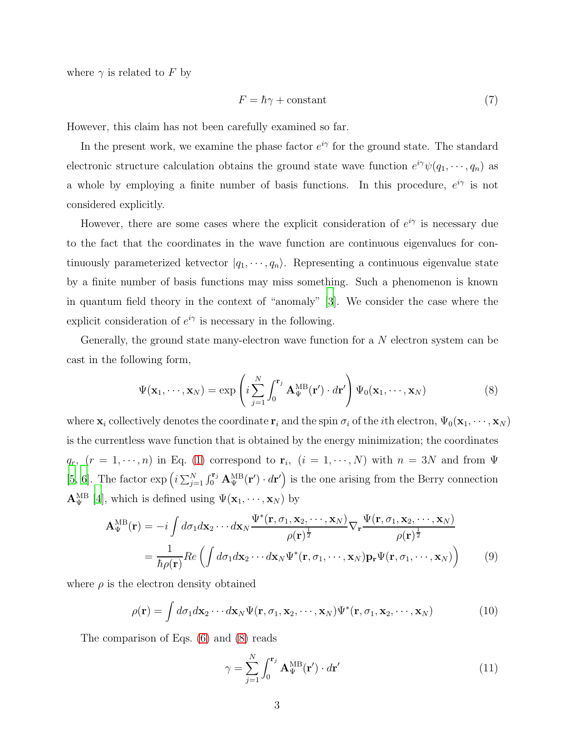where $\gamma$ is related to $F$ by

$$F = \hbar\gamma + \text{constant} \tag{7}$$

However, this claim has not been carefully examined so far.

In the present work, we examine the phase factor $e^{i\gamma}$ for the ground state. The standard electronic structure calculation obtains the ground state wave function $e^{i\gamma}\psi(q_1, \cdots, q_n)$ as a whole by employing a finite number of basis functions. In this procedure, $e^{i\gamma}$ is not considered explicitly.

However, there are some cases where the explicit consideration of $e^{i\gamma}$ is necessary due to the fact that the coordinates in the wave function are continuous eigenvalues for continuously parameterized ketvector $|q_1, \cdots, q_n\rangle$. Representing a continuous eigenvalue state by a finite number of basis functions may miss something. Such a phenomenon is known in quantum field theory in the context of "anomaly" [3]. We consider the case where the explicit consideration of $e^{i\gamma}$ is necessary in the following.

Generally, the ground state many-electron wave function for a $N$ electron system can be cast in the following form,

$$\Psi(\mathbf{x}_1, \cdots, \mathbf{x}_N) = \exp\left(i\sum_{j=1}^{N}\int_0^{\mathbf{r}_j} \mathbf{A}_\Psi^{\rm MB}(\mathbf{r}')\cdot d\mathbf{r}'\right)\Psi_0(\mathbf{x}_1, \cdots, \mathbf{x}_N) \tag{8}$$

where $\mathbf{x}_i$ collectively denotes the coordinate $\mathbf{r}_i$ and the spin $\sigma_i$ of the $i$th electron, $\Psi_0(\mathbf{x}_1, \cdots, \mathbf{x}_N)$ is the currentless wave function that is obtained by the energy minimization; the coordinates $q_r$, $(r = 1, \cdots, n)$ in Eq. (1) correspond to $\mathbf{r}_i$, $(i = 1, \cdots, N)$ with $n = 3N$ and from $\Psi$ [5, 6]. The factor $\exp\left(i\sum_{j=1}^{N}\int_0^{\mathbf{r}_j} \mathbf{A}_\Psi^{\rm MB}(\mathbf{r}')\cdot d\mathbf{r}'\right)$ is the one arising from the Berry connection $\mathbf{A}_\Psi^{\rm MB}$ [4], which is defined using $\Psi(\mathbf{x}_1, \cdots, \mathbf{x}_N)$ by

$$\begin{aligned}\mathbf{A}_\Psi^{\rm MB}(\mathbf{r}) &= -i\int d\sigma_1 d\mathbf{x}_2\cdots d\mathbf{x}_N \frac{\Psi^*(\mathbf{r}, \sigma_1, \mathbf{x}_2, \cdots, \mathbf{x}_N)}{\rho(\mathbf{r})^{\frac{1}{2}}}\nabla_{\mathbf{r}}\frac{\Psi(\mathbf{r}, \sigma_1, \mathbf{x}_2, \cdots, \mathbf{x}_N)}{\rho(\mathbf{r})^{\frac{1}{2}}} \\ &= \frac{1}{\hbar\rho(\mathbf{r})}Re\left(\int d\sigma_1 d\mathbf{x}_2\cdots d\mathbf{x}_N \Psi^*(\mathbf{r}, \sigma_1, \cdots, \mathbf{x}_N)\mathbf{p}_{\mathbf{r}}\Psi(\mathbf{r}, \sigma_1, \cdots, \mathbf{x}_N)\right)\end{aligned} \tag{9}$$

where $\rho$ is the electron density obtained

$$\rho(\mathbf{r}) = \int d\sigma_1 d\mathbf{x}_2\cdots d\mathbf{x}_N \Psi(\mathbf{r}, \sigma_1, \mathbf{x}_2, \cdots, \mathbf{x}_N)\Psi^*(\mathbf{r}, \sigma_1, \mathbf{x}_2, \cdots, \mathbf{x}_N) \tag{10}$$

The comparison of Eqs. (6) and (8) reads

$$\gamma = \sum_{j=1}^{N}\int_0^{\mathbf{r}_j} \mathbf{A}_\Psi^{\rm MB}(\mathbf{r}')\cdot d\mathbf{r}' \tag{11}$$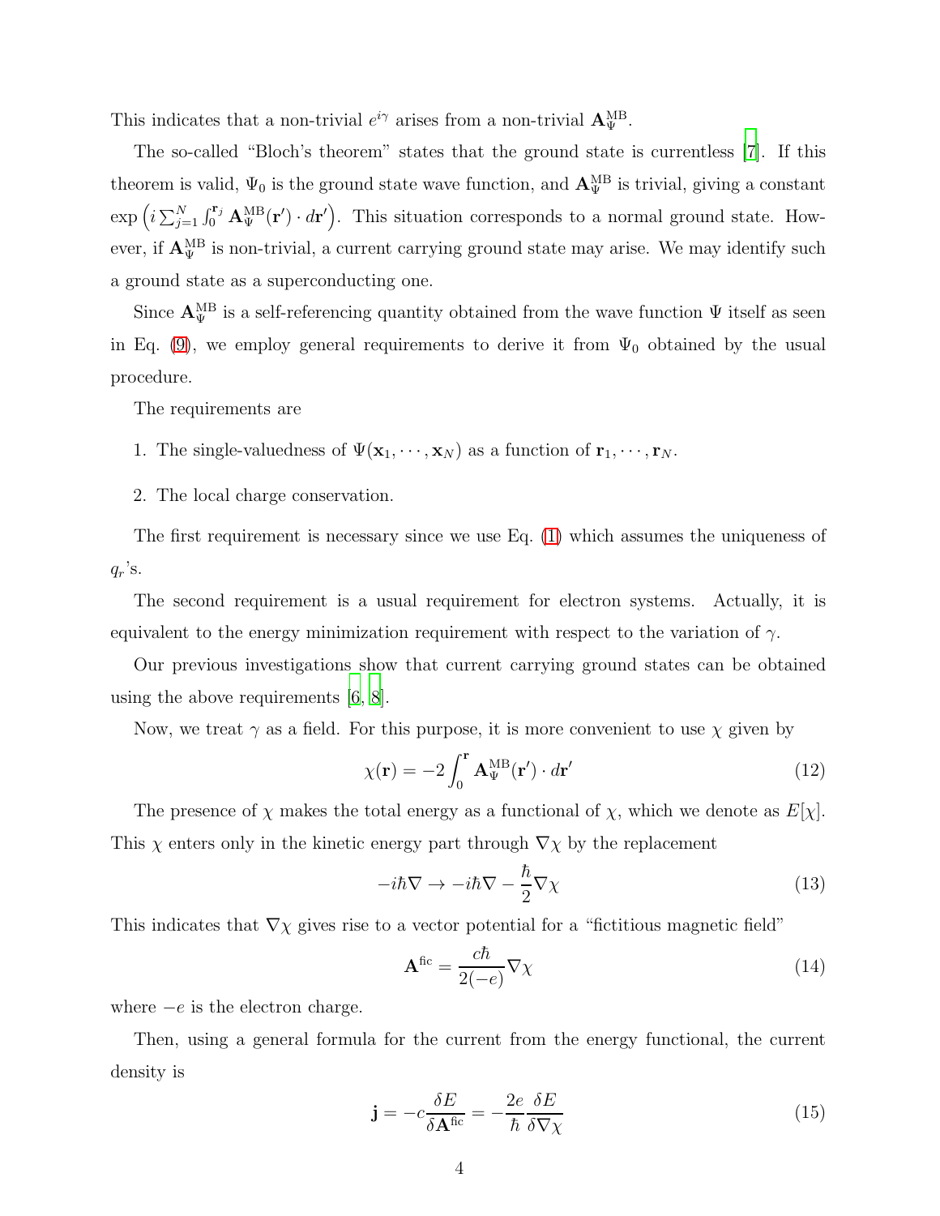This indicates that a non-trivial $e^{i\gamma}$ arises from a non-trivial $\mathbf{A}^{\rm MB}_{\Psi}$.

The so-called "Bloch's theorem" states that the ground state is currentless [7]. If this theorem is valid, $\Psi_0$ is the ground state wave function, and $\mathbf{A}^{\rm MB}_{\Psi}$ is trivial, giving a constant $\exp\left(i\sum_{j=1}^{N}\int_0^{\mathbf{r}_j}\mathbf{A}^{\rm MB}_{\Psi}(\mathbf{r}')\cdot d\mathbf{r}'\right)$. This situation corresponds to a normal ground state. However, if $\mathbf{A}^{\rm MB}_{\Psi}$ is non-trivial, a current carrying ground state may arise. We may identify such a ground state as a superconducting one.

Since $\mathbf{A}^{\rm MB}_{\Psi}$ is a self-referencing quantity obtained from the wave function $\Psi$ itself as seen in Eq. (9), we employ general requirements to derive it from $\Psi_0$ obtained by the usual procedure.

The requirements are

1. The single-valuedness of $\Psi(\mathbf{x}_1,\cdots,\mathbf{x}_N)$ as a function of $\mathbf{r}_1,\cdots,\mathbf{r}_N$.

2. The local charge conservation.

The first requirement is necessary since we use Eq. (1) which assumes the uniqueness of $q_r$'s.

The second requirement is a usual requirement for electron systems. Actually, it is equivalent to the energy minimization requirement with respect to the variation of $\gamma$.

Our previous investigations show that current carrying ground states can be obtained using the above requirements [6, 8].

Now, we treat $\gamma$ as a field. For this purpose, it is more convenient to use $\chi$ given by

$$\chi(\mathbf{r}) = -2\int_0^{\mathbf{r}}\mathbf{A}^{\rm MB}_{\Psi}(\mathbf{r}')\cdot d\mathbf{r}' \tag{12}$$

The presence of $\chi$ makes the total energy as a functional of $\chi$, which we denote as $E[\chi]$. This $\chi$ enters only in the kinetic energy part through $\nabla\chi$ by the replacement

$$-i\hbar\nabla \rightarrow -i\hbar\nabla - \frac{\hbar}{2}\nabla\chi \tag{13}$$

This indicates that $\nabla\chi$ gives rise to a vector potential for a "fictitious magnetic field"

$$\mathbf{A}^{\rm fic} = \frac{c\hbar}{2(-e)}\nabla\chi \tag{14}$$

where $-e$ is the electron charge.

Then, using a general formula for the current from the energy functional, the current density is

$$\mathbf{j} = -c\frac{\delta E}{\delta \mathbf{A}^{\rm fic}} = -\frac{2e}{\hbar}\frac{\delta E}{\delta \nabla\chi} \tag{15}$$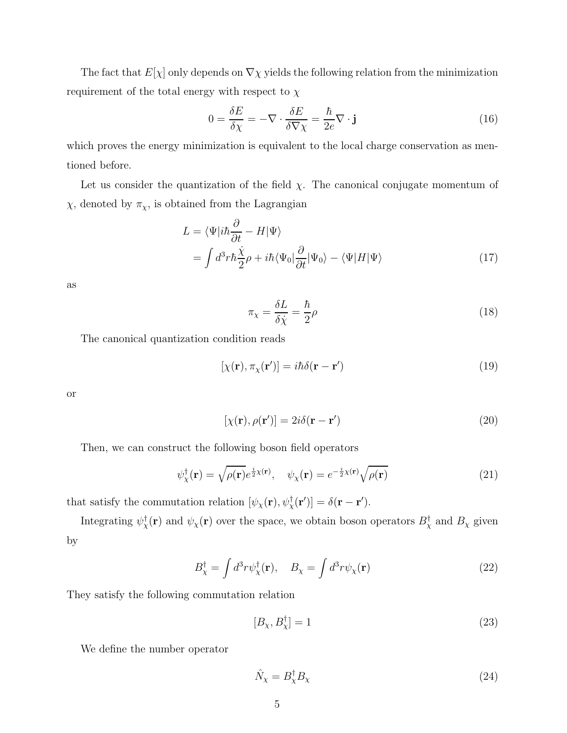The fact that $E[\chi]$ only depends on $\nabla\chi$ yields the following relation from the minimization requirement of the total energy with respect to $\chi$

$$0 = \frac{\delta E}{\delta \chi} = -\nabla \cdot \frac{\delta E}{\delta \nabla \chi} = \frac{\hbar}{2e} \nabla \cdot \mathbf{j} \tag{16}$$

which proves the energy minimization is equivalent to the local charge conservation as mentioned before.

Let us consider the quantization of the field $\chi$. The canonical conjugate momentum of $\chi$, denoted by $\pi_\chi$, is obtained from the Lagrangian

$$\begin{aligned} L &= \langle \Psi | i\hbar \frac{\partial}{\partial t} - H | \Psi \rangle \\ &= \int d^3 r \hbar \frac{\dot{\chi}}{2} \rho + i\hbar \langle \Psi_0 | \frac{\partial}{\partial t} | \Psi_0 \rangle - \langle \Psi | H | \Psi \rangle \end{aligned} \tag{17}$$

as

$$\pi_\chi = \frac{\delta L}{\delta \dot{\chi}} = \frac{\hbar}{2} \rho \tag{18}$$

The canonical quantization condition reads

$$[\chi(\mathbf{r}), \pi_\chi(\mathbf{r}')] = i\hbar \delta(\mathbf{r} - \mathbf{r}') \tag{19}$$

or

$$[\chi(\mathbf{r}), \rho(\mathbf{r}')] = 2i \delta(\mathbf{r} - \mathbf{r}') \tag{20}$$

Then, we can construct the following boson field operators

$$\psi_\chi^\dagger(\mathbf{r}) = \sqrt{\rho(\mathbf{r})} e^{\frac{i}{2}\chi(\mathbf{r})}, \quad \psi_\chi(\mathbf{r}) = e^{-\frac{i}{2}\chi(\mathbf{r})} \sqrt{\rho(\mathbf{r})} \tag{21}$$

that satisfy the commutation relation $[\psi_\chi(\mathbf{r}), \psi_\chi^\dagger(\mathbf{r}')] = \delta(\mathbf{r} - \mathbf{r}')$.

Integrating $\psi_\chi^\dagger(\mathbf{r})$ and $\psi_\chi(\mathbf{r})$ over the space, we obtain boson operators $B_\chi^\dagger$ and $B_\chi$ given by

$$B_\chi^\dagger = \int d^3 r \psi_\chi^\dagger(\mathbf{r}), \quad B_\chi = \int d^3 r \psi_\chi(\mathbf{r}) \tag{22}$$

They satisfy the following commutation relation

$$[B_\chi, B_\chi^\dagger] = 1 \tag{23}$$

We define the number operator

$$\hat{N}_\chi = B_\chi^\dagger B_\chi \tag{24}$$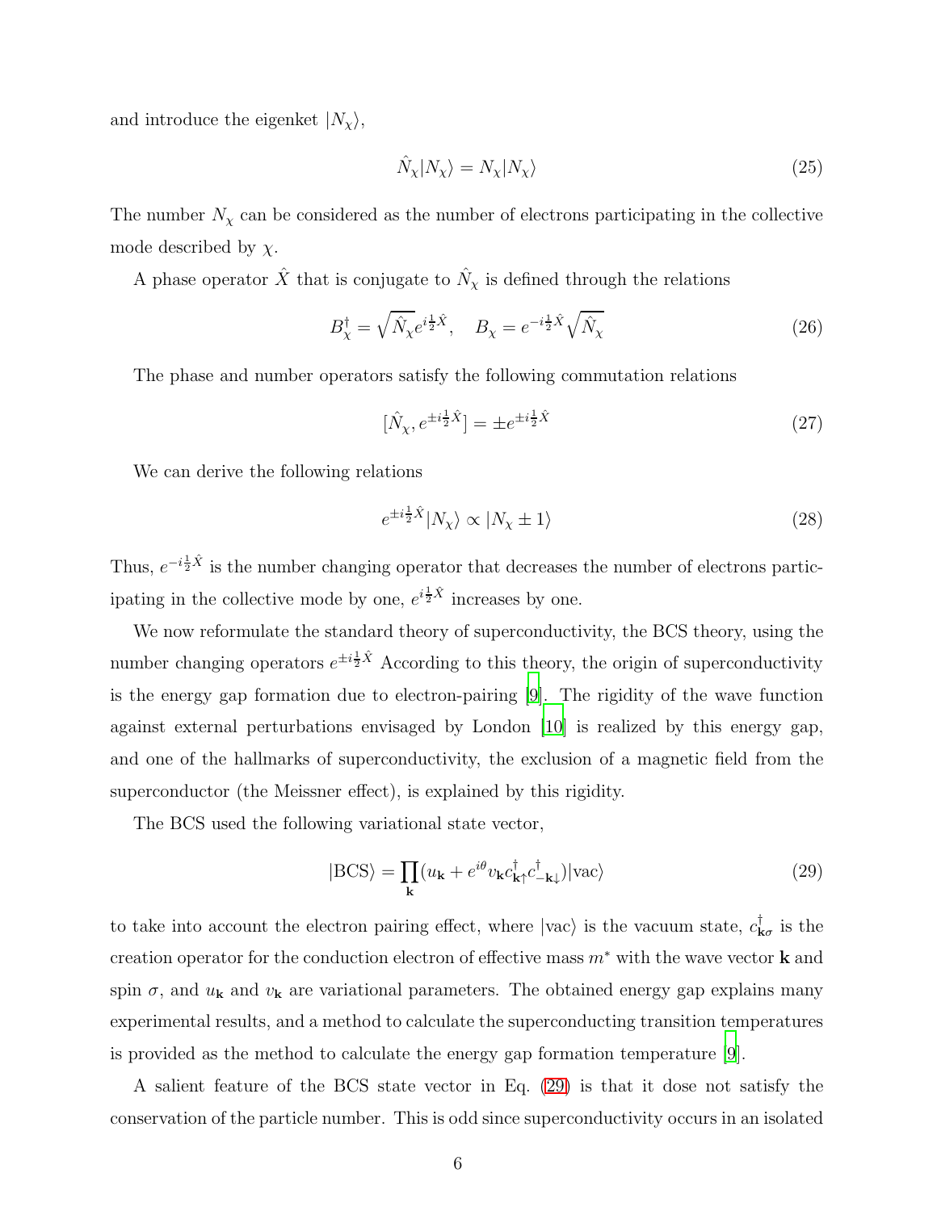and introduce the eigenket $|N_\chi\rangle$,

$$\hat{N}_\chi |N_\chi\rangle = N_\chi |N_\chi\rangle \tag{25}$$

The number $N_\chi$ can be considered as the number of electrons participating in the collective mode described by $\chi$.

A phase operator $\hat{X}$ that is conjugate to $\hat{N}_\chi$ is defined through the relations

$$B^\dagger_\chi = \sqrt{\hat{N}_\chi} e^{i\frac{1}{2}\hat{X}}, \quad B_\chi = e^{-i\frac{1}{2}\hat{X}} \sqrt{\hat{N}_\chi} \tag{26}$$

The phase and number operators satisfy the following commutation relations

$$[\hat{N}_\chi, e^{\pm i\frac{1}{2}\hat{X}}] = \pm e^{\pm i\frac{1}{2}\hat{X}} \tag{27}$$

We can derive the following relations

$$e^{\pm i\frac{1}{2}\hat{X}} |N_\chi\rangle \propto |N_\chi \pm 1\rangle \tag{28}$$

Thus, $e^{-i\frac{1}{2}\hat{X}}$ is the number changing operator that decreases the number of electrons participating in the collective mode by one, $e^{i\frac{1}{2}\hat{X}}$ increases by one.

We now reformulate the standard theory of superconductivity, the BCS theory, using the number changing operators $e^{\pm i\frac{1}{2}\hat{X}}$ According to this theory, the origin of superconductivity is the energy gap formation due to electron-pairing [9]. The rigidity of the wave function against external perturbations envisaged by London [10] is realized by this energy gap, and one of the hallmarks of superconductivity, the exclusion of a magnetic field from the superconductor (the Meissner effect), is explained by this rigidity.

The BCS used the following variational state vector,

$$|\text{BCS}\rangle = \prod_{\mathbf{k}} (u_{\mathbf{k}} + e^{i\theta} v_{\mathbf{k}} c^\dagger_{\mathbf{k}\uparrow} c^\dagger_{-\mathbf{k}\downarrow}) |\text{vac}\rangle \tag{29}$$

to take into account the electron pairing effect, where $|\text{vac}\rangle$ is the vacuum state, $c^\dagger_{\mathbf{k}\sigma}$ is the creation operator for the conduction electron of effective mass $m^*$ with the wave vector $\mathbf{k}$ and spin $\sigma$, and $u_{\mathbf{k}}$ and $v_{\mathbf{k}}$ are variational parameters. The obtained energy gap explains many experimental results, and a method to calculate the superconducting transition temperatures is provided as the method to calculate the energy gap formation temperature [9].

A salient feature of the BCS state vector in Eq. (29) is that it dose not satisfy the conservation of the particle number. This is odd since superconductivity occurs in an isolated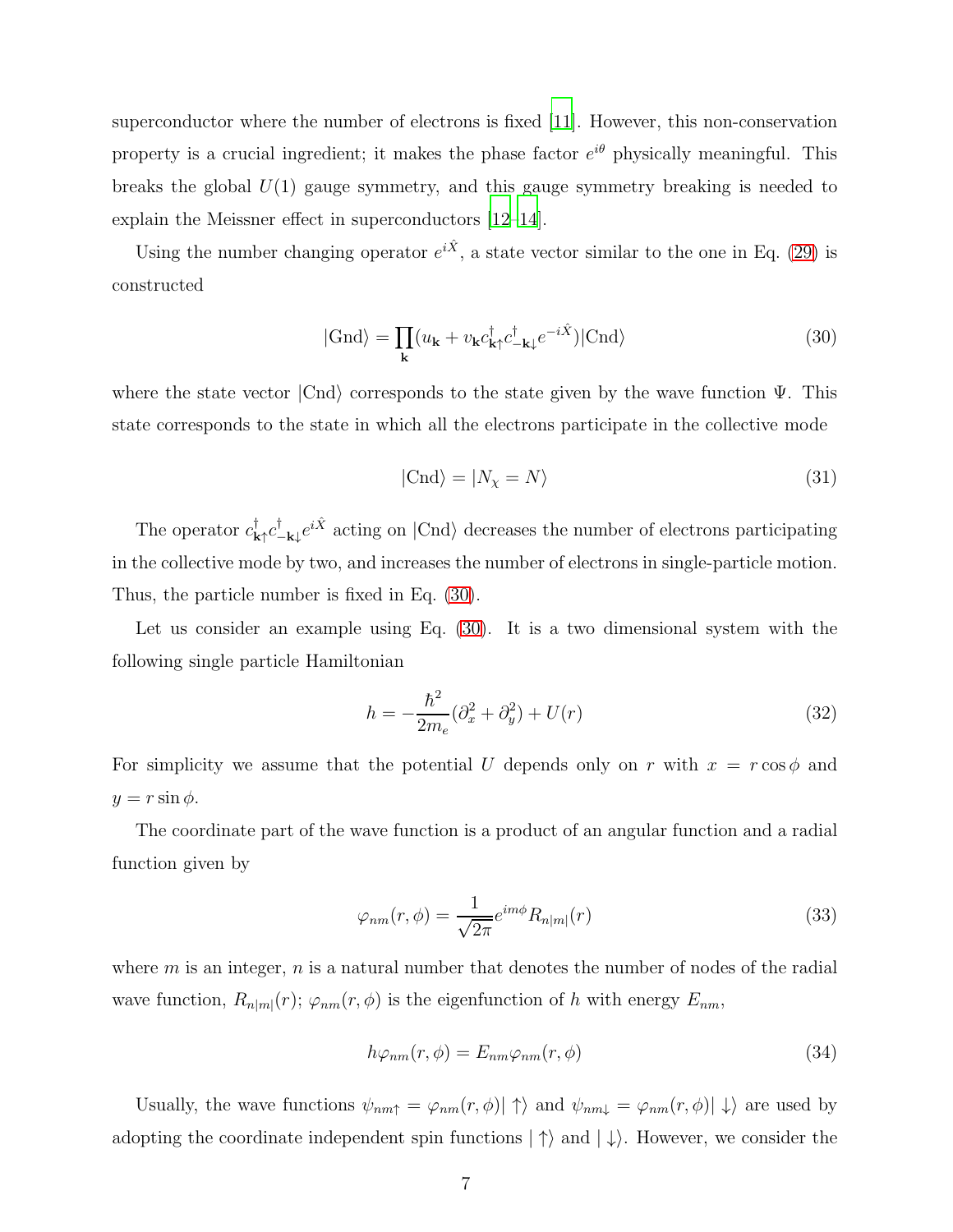superconductor where the number of electrons is fixed [11]. However, this non-conservation property is a crucial ingredient; it makes the phase factor $e^{i\theta}$ physically meaningful. This breaks the global $U(1)$ gauge symmetry, and this gauge symmetry breaking is needed to explain the Meissner effect in superconductors [12–14].

Using the number changing operator $e^{i\hat{X}}$, a state vector similar to the one in Eq. (29) is constructed

$$|\text{Gnd}\rangle = \prod_{\mathbf{k}} (u_{\mathbf{k}} + v_{\mathbf{k}} c^{\dagger}_{\mathbf{k}\uparrow} c^{\dagger}_{-\mathbf{k}\downarrow} e^{-i\hat{X}}) |\text{Cnd}\rangle \tag{30}$$

where the state vector $|\text{Cnd}\rangle$ corresponds to the state given by the wave function $\Psi$. This state corresponds to the state in which all the electrons participate in the collective mode

$$|\text{Cnd}\rangle = |N_{\chi} = N\rangle \tag{31}$$

The operator $c^{\dagger}_{\mathbf{k}\uparrow} c^{\dagger}_{-\mathbf{k}\downarrow} e^{i\hat{X}}$ acting on $|\text{Cnd}\rangle$ decreases the number of electrons participating in the collective mode by two, and increases the number of electrons in single-particle motion. Thus, the particle number is fixed in Eq. (30).

Let us consider an example using Eq. (30). It is a two dimensional system with the following single particle Hamiltonian

$$h = -\frac{\hbar^2}{2m_e}(\partial_x^2 + \partial_y^2) + U(r) \tag{32}$$

For simplicity we assume that the potential $U$ depends only on $r$ with $x = r\cos\phi$ and $y = r\sin\phi$.

The coordinate part of the wave function is a product of an angular function and a radial function given by

$$\varphi_{nm}(r,\phi) = \frac{1}{\sqrt{2\pi}} e^{im\phi} R_{n|m|}(r) \tag{33}$$

where $m$ is an integer, $n$ is a natural number that denotes the number of nodes of the radial wave function, $R_{n|m|}(r)$; $\varphi_{nm}(r,\phi)$ is the eigenfunction of $h$ with energy $E_{nm}$,

$$h\varphi_{nm}(r,\phi) = E_{nm}\varphi_{nm}(r,\phi) \tag{34}$$

Usually, the wave functions $\psi_{nm\uparrow} = \varphi_{nm}(r,\phi)|\uparrow\rangle$ and $\psi_{nm\downarrow} = \varphi_{nm}(r,\phi)|\downarrow\rangle$ are used by adopting the coordinate independent spin functions $|\uparrow\rangle$ and $|\downarrow\rangle$. However, we consider the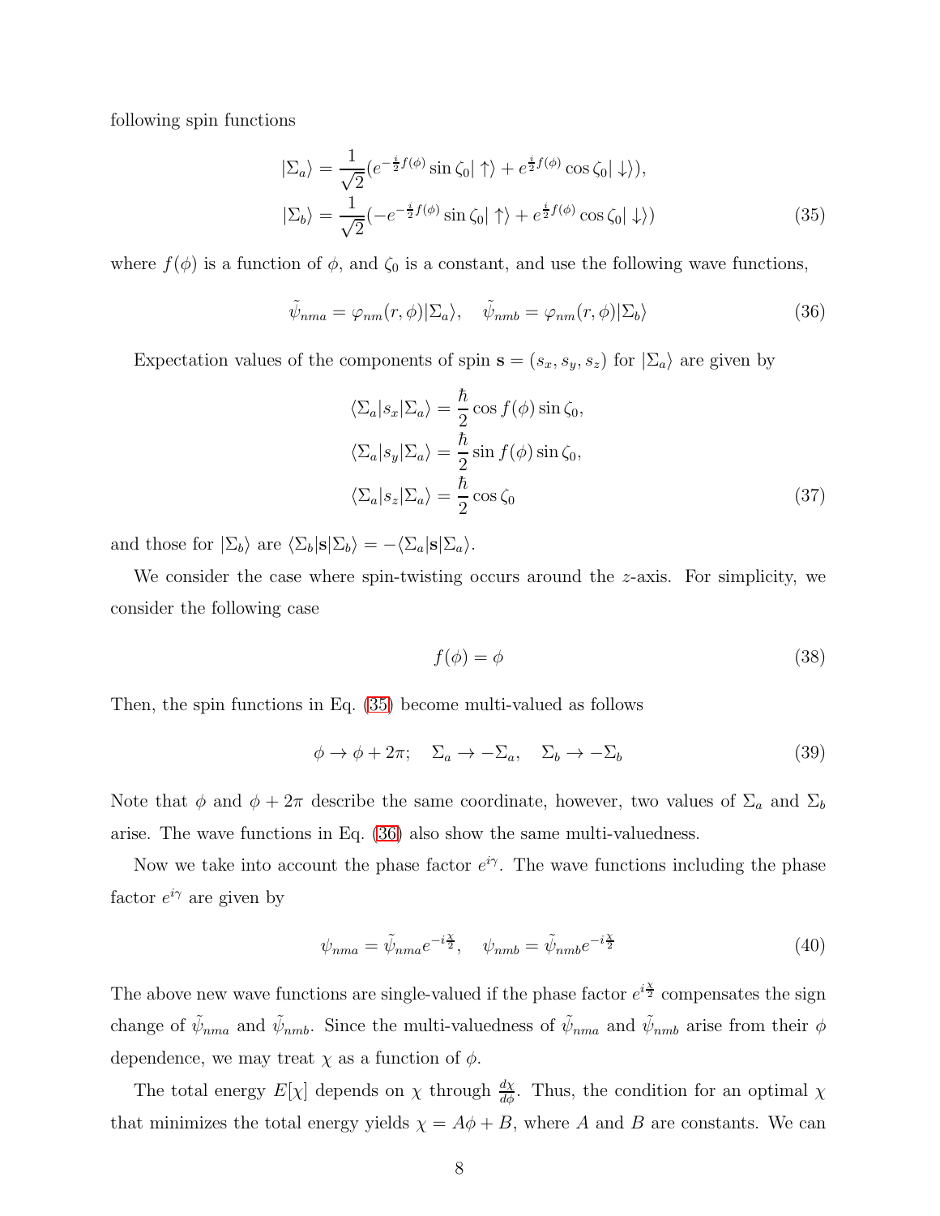following spin functions

$$
|\Sigma_a\rangle = \frac{1}{\sqrt{2}}(e^{-\frac{i}{2}f(\phi)}\sin\zeta_0|\uparrow\rangle + e^{\frac{i}{2}f(\phi)}\cos\zeta_0|\downarrow\rangle),
$$
$$
|\Sigma_b\rangle = \frac{1}{\sqrt{2}}(-e^{-\frac{i}{2}f(\phi)}\sin\zeta_0|\uparrow\rangle + e^{\frac{i}{2}f(\phi)}\cos\zeta_0|\downarrow\rangle) \tag{35}
$$

where $f(\phi)$ is a function of $\phi$, and $\zeta_0$ is a constant, and use the following wave functions,

$$
\tilde{\psi}_{nma} = \varphi_{nm}(r,\phi)|\Sigma_a\rangle, \quad \tilde{\psi}_{nmb} = \varphi_{nm}(r,\phi)|\Sigma_b\rangle \tag{36}
$$

Expectation values of the components of spin $\mathbf{s} = (s_x, s_y, s_z)$ for $|\Sigma_a\rangle$ are given by

$$
\langle\Sigma_a|s_x|\Sigma_a\rangle = \frac{\hbar}{2}\cos f(\phi)\sin\zeta_0,
$$
$$
\langle\Sigma_a|s_y|\Sigma_a\rangle = \frac{\hbar}{2}\sin f(\phi)\sin\zeta_0,
$$
$$
\langle\Sigma_a|s_z|\Sigma_a\rangle = \frac{\hbar}{2}\cos\zeta_0 \tag{37}
$$

and those for $|\Sigma_b\rangle$ are $\langle\Sigma_b|\mathbf{s}|\Sigma_b\rangle = -\langle\Sigma_a|\mathbf{s}|\Sigma_a\rangle$.

We consider the case where spin-twisting occurs around the $z$-axis. For simplicity, we consider the following case

$$
f(\phi) = \phi \tag{38}
$$

Then, the spin functions in Eq. (35) become multi-valued as follows

$$
\phi \to \phi + 2\pi; \quad \Sigma_a \to -\Sigma_a, \quad \Sigma_b \to -\Sigma_b \tag{39}
$$

Note that $\phi$ and $\phi + 2\pi$ describe the same coordinate, however, two values of $\Sigma_a$ and $\Sigma_b$ arise. The wave functions in Eq. (36) also show the same multi-valuedness.

Now we take into account the phase factor $e^{i\gamma}$. The wave functions including the phase factor $e^{i\gamma}$ are given by

$$
\psi_{nma} = \tilde{\psi}_{nma}e^{-i\frac{\chi}{2}}, \quad \psi_{nmb} = \tilde{\psi}_{nmb}e^{-i\frac{\chi}{2}} \tag{40}
$$

The above new wave functions are single-valued if the phase factor $e^{i\frac{\chi}{2}}$ compensates the sign change of $\tilde{\psi}_{nma}$ and $\tilde{\psi}_{nmb}$. Since the multi-valuedness of $\tilde{\psi}_{nma}$ and $\tilde{\psi}_{nmb}$ arise from their $\phi$ dependence, we may treat $\chi$ as a function of $\phi$.

The total energy $E[\chi]$ depends on $\chi$ through $\frac{d\chi}{d\phi}$. Thus, the condition for an optimal $\chi$ that minimizes the total energy yields $\chi = A\phi + B$, where $A$ and $B$ are constants. We can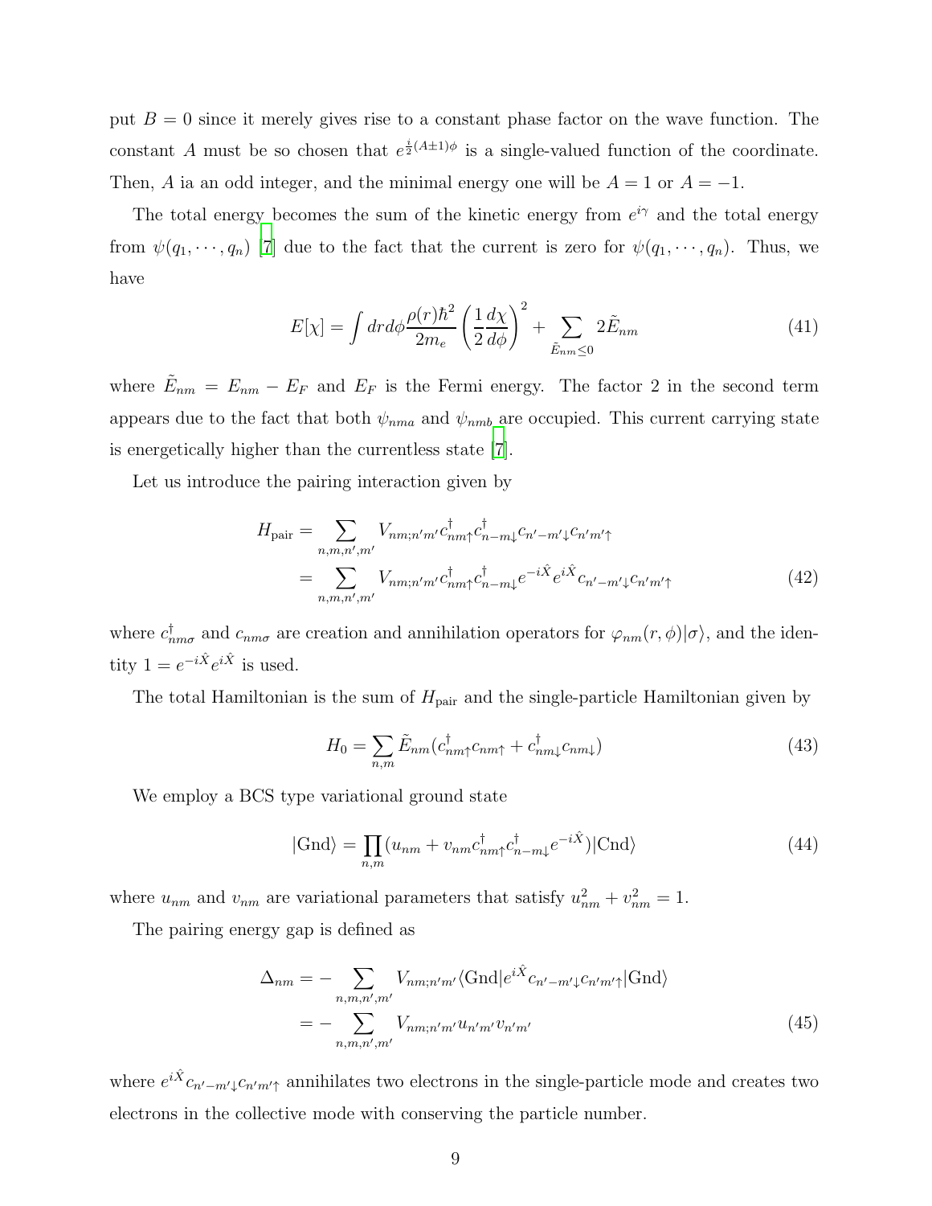put $B = 0$ since it merely gives rise to a constant phase factor on the wave function. The constant $A$ must be so chosen that $e^{\frac{i}{2}(A\pm 1)\phi}$ is a single-valued function of the coordinate. Then, $A$ ia an odd integer, and the minimal energy one will be $A = 1$ or $A = -1$.

The total energy becomes the sum of the kinetic energy from $e^{i\gamma}$ and the total energy from $\psi(q_1, \cdots, q_n)$ [7] due to the fact that the current is zero for $\psi(q_1, \cdots, q_n)$. Thus, we have

$$E[\chi] = \int dr d\phi \frac{\rho(r)\hbar^2}{2m_e}\left(\frac{1}{2}\frac{d\chi}{d\phi}\right)^2 + \sum_{\tilde{E}_{nm}\leq 0} 2\tilde{E}_{nm} \tag{41}$$

where $\tilde{E}_{nm} = E_{nm} - E_F$ and $E_F$ is the Fermi energy. The factor 2 in the second term appears due to the fact that both $\psi_{nma}$ and $\psi_{nmb}$ are occupied. This current carrying state is energetically higher than the currentless state [7].

Let us introduce the pairing interaction given by

$$\begin{aligned} H_{\rm pair} &= \sum_{n,m,n',m'} V_{nm;n'm'} c^\dagger_{nm\uparrow} c^\dagger_{n-m\downarrow} c_{n'-m'\downarrow} c_{n'm'\uparrow} \\ &= \sum_{n,m,n',m'} V_{nm;n'm'} c^\dagger_{nm\uparrow} c^\dagger_{n-m\downarrow} e^{-i\hat{X}} e^{i\hat{X}} c_{n'-m'\downarrow} c_{n'm'\uparrow} \end{aligned} \tag{42}$$

where $c^\dagger_{nm\sigma}$ and $c_{nm\sigma}$ are creation and annihilation operators for $\varphi_{nm}(r,\phi)|\sigma\rangle$, and the identity $1 = e^{-i\hat{X}} e^{i\hat{X}}$ is used.

The total Hamiltonian is the sum of $H_{\rm pair}$ and the single-particle Hamiltonian given by

$$H_0 = \sum_{n,m} \tilde{E}_{nm}(c^\dagger_{nm\uparrow} c_{nm\uparrow} + c^\dagger_{nm\downarrow} c_{nm\downarrow}) \tag{43}$$

We employ a BCS type variational ground state

$$|{\rm Gnd}\rangle = \prod_{n,m}(u_{nm} + v_{nm} c^\dagger_{nm\uparrow} c^\dagger_{n-m\downarrow} e^{-i\hat{X}})|{\rm Cnd}\rangle \tag{44}$$

where $u_{nm}$ and $v_{nm}$ are variational parameters that satisfy $u^2_{nm} + v^2_{nm} = 1$.

The pairing energy gap is defined as

$$\begin{aligned} \Delta_{nm} &= -\sum_{n,m,n',m'} V_{nm;n'm'} \langle {\rm Gnd}| e^{i\hat{X}} c_{n'-m'\downarrow} c_{n'm'\uparrow} |{\rm Gnd}\rangle \\ &= -\sum_{n,m,n',m'} V_{nm;n'm'} u_{n'm'} v_{n'm'} \end{aligned} \tag{45}$$

where $e^{i\hat{X}} c_{n'-m'\downarrow} c_{n'm'\uparrow}$ annihilates two electrons in the single-particle mode and creates two electrons in the collective mode with conserving the particle number.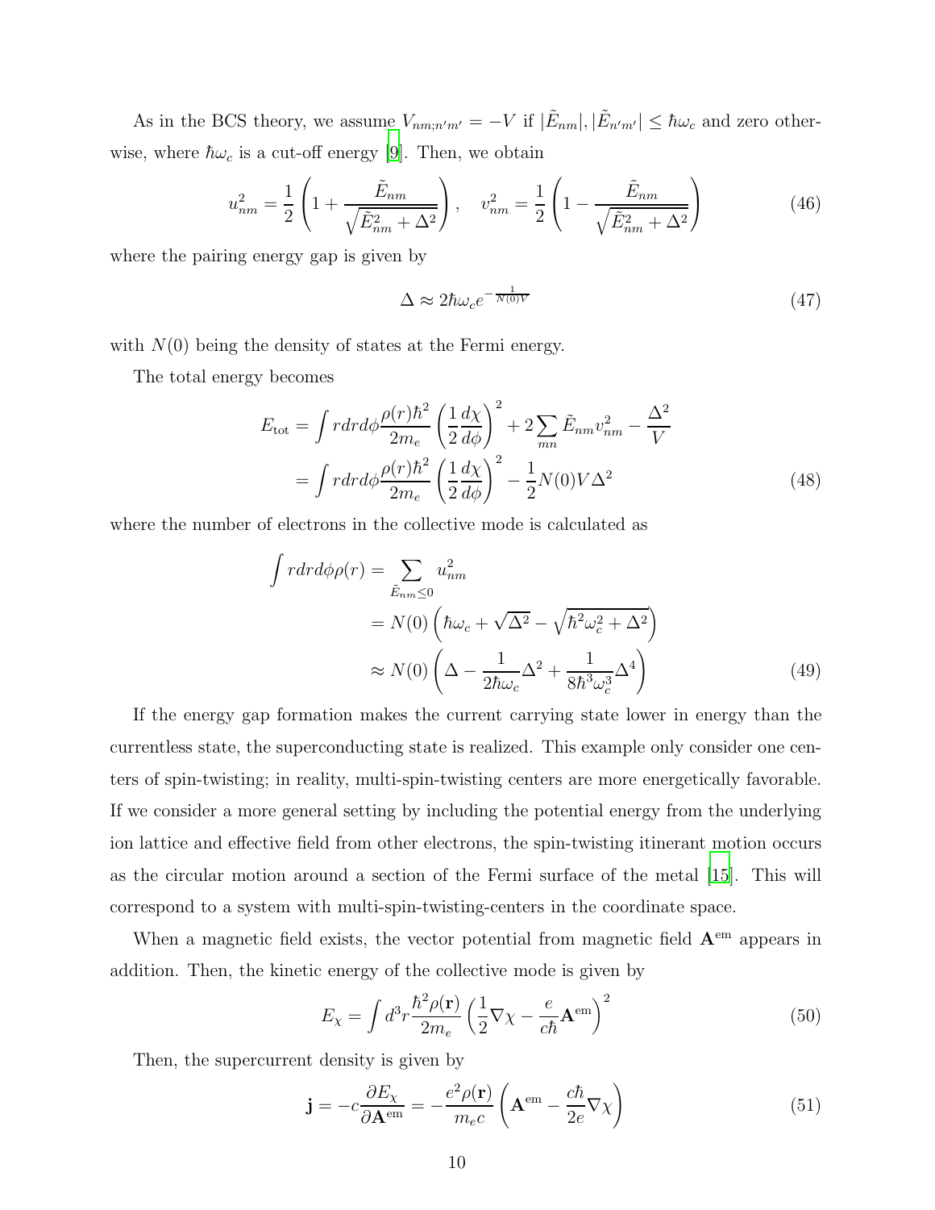As in the BCS theory, we assume $V_{nm;n'm'} = -V$ if $|\tilde{E}_{nm}|, |\tilde{E}_{n'm'}| \leq \hbar\omega_c$ and zero otherwise, where $\hbar\omega_c$ is a cut-off energy [9]. Then, we obtain

$$u_{nm}^2 = \frac{1}{2}\left(1 + \frac{\tilde{E}_{nm}}{\sqrt{\tilde{E}_{nm}^2 + \Delta^2}}\right), \quad v_{nm}^2 = \frac{1}{2}\left(1 - \frac{\tilde{E}_{nm}}{\sqrt{\tilde{E}_{nm}^2 + \Delta^2}}\right) \tag{46}$$

where the pairing energy gap is given by

$$\Delta \approx 2\hbar\omega_c e^{-\frac{1}{N(0)V}} \tag{47}$$

with $N(0)$ being the density of states at the Fermi energy.

The total energy becomes

$$\begin{aligned} E_{\text{tot}} &= \int r dr d\phi \frac{\rho(r)\hbar^2}{2m_e}\left(\frac{1}{2}\frac{d\chi}{d\phi}\right)^2 + 2\sum_{mn} \tilde{E}_{nm} v_{nm}^2 - \frac{\Delta^2}{V} \\ &= \int r dr d\phi \frac{\rho(r)\hbar^2}{2m_e}\left(\frac{1}{2}\frac{d\chi}{d\phi}\right)^2 - \frac{1}{2}N(0)V\Delta^2 \end{aligned} \tag{48}$$

where the number of electrons in the collective mode is calculated as

$$\begin{aligned} \int r dr d\phi \rho(r) &= \sum_{\tilde{E}_{nm} \leq 0} u_{nm}^2 \\ &= N(0)\left(\hbar\omega_c + \sqrt{\Delta^2} - \sqrt{\hbar^2\omega_c^2 + \Delta^2}\right) \\ &\approx N(0)\left(\Delta - \frac{1}{2\hbar\omega_c}\Delta^2 + \frac{1}{8\hbar^3\omega_c^3}\Delta^4\right) \end{aligned} \tag{49}$$

If the energy gap formation makes the current carrying state lower in energy than the currentless state, the superconducting state is realized. This example only consider one centers of spin-twisting; in reality, multi-spin-twisting centers are more energetically favorable. If we consider a more general setting by including the potential energy from the underlying ion lattice and effective field from other electrons, the spin-twisting itinerant motion occurs as the circular motion around a section of the Fermi surface of the metal [15]. This will correspond to a system with multi-spin-twisting-centers in the coordinate space.

When a magnetic field exists, the vector potential from magnetic field $\mathbf{A}^{\text{em}}$ appears in addition. Then, the kinetic energy of the collective mode is given by

$$E_\chi = \int d^3r \frac{\hbar^2\rho(\mathbf{r})}{2m_e}\left(\frac{1}{2}\nabla\chi - \frac{e}{c\hbar}\mathbf{A}^{\text{em}}\right)^2 \tag{50}$$

Then, the supercurrent density is given by

$$\mathbf{j} = -c\frac{\partial E_\chi}{\partial \mathbf{A}^{\text{em}}} = -\frac{e^2\rho(\mathbf{r})}{m_e c}\left(\mathbf{A}^{\text{em}} - \frac{c\hbar}{2e}\nabla\chi\right) \tag{51}$$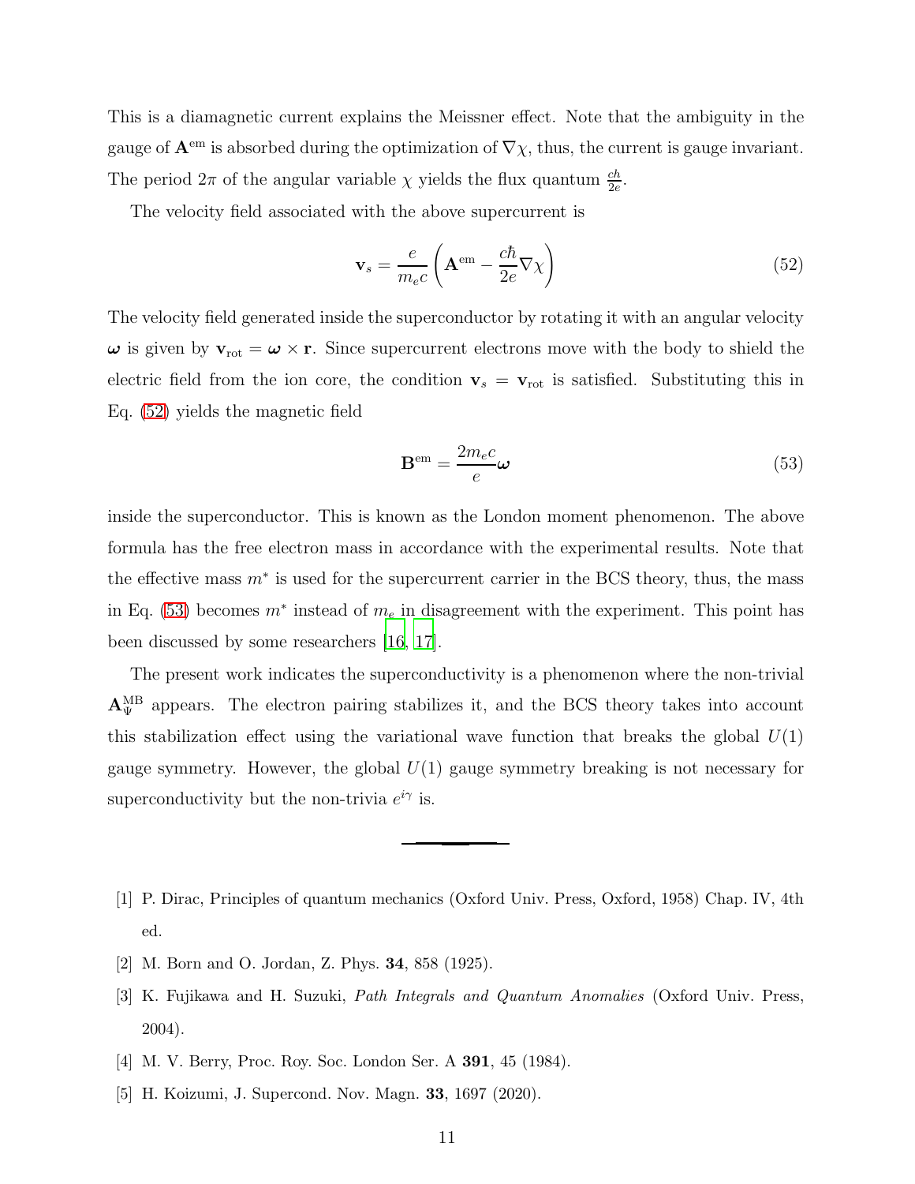This is a diamagnetic current explains the Meissner effect. Note that the ambiguity in the gauge of $\mathbf{A}^{\rm em}$ is absorbed during the optimization of $\nabla\chi$, thus, the current is gauge invariant. The period $2\pi$ of the angular variable $\chi$ yields the flux quantum $\frac{ch}{2e}$.

The velocity field associated with the above supercurrent is

$$\mathbf{v}_s = \frac{e}{m_e c}\left(\mathbf{A}^{\rm em} - \frac{c\hbar}{2e}\nabla\chi\right) \tag{52}$$

The velocity field generated inside the superconductor by rotating it with an angular velocity $\boldsymbol{\omega}$ is given by $\mathbf{v}_{\rm rot} = \boldsymbol{\omega} \times \mathbf{r}$. Since supercurrent electrons move with the body to shield the electric field from the ion core, the condition $\mathbf{v}_s = \mathbf{v}_{\rm rot}$ is satisfied. Substituting this in Eq. (52) yields the magnetic field

$$\mathbf{B}^{\rm em} = \frac{2m_e c}{e}\boldsymbol{\omega} \tag{53}$$

inside the superconductor. This is known as the London moment phenomenon. The above formula has the free electron mass in accordance with the experimental results. Note that the effective mass $m^*$ is used for the supercurrent carrier in the BCS theory, thus, the mass in Eq. (53) becomes $m^*$ instead of $m_e$ in disagreement with the experiment. This point has been discussed by some researchers [16, 17].

The present work indicates the superconductivity is a phenomenon where the non-trivial $\mathbf{A}^{\rm MB}_{\Psi}$ appears. The electron pairing stabilizes it, and the BCS theory takes into account this stabilization effect using the variational wave function that breaks the global $U(1)$ gauge symmetry. However, the global $U(1)$ gauge symmetry breaking is not necessary for superconductivity but the non-trivia $e^{i\gamma}$ is.

---

[1] P. Dirac, Principles of quantum mechanics (Oxford Univ. Press, Oxford, 1958) Chap. IV, 4th ed.

[2] M. Born and O. Jordan, Z. Phys. **34**, 858 (1925).

[3] K. Fujikawa and H. Suzuki, *Path Integrals and Quantum Anomalies* (Oxford Univ. Press, 2004).

[4] M. V. Berry, Proc. Roy. Soc. London Ser. A **391**, 45 (1984).

[5] H. Koizumi, J. Supercond. Nov. Magn. **33**, 1697 (2020).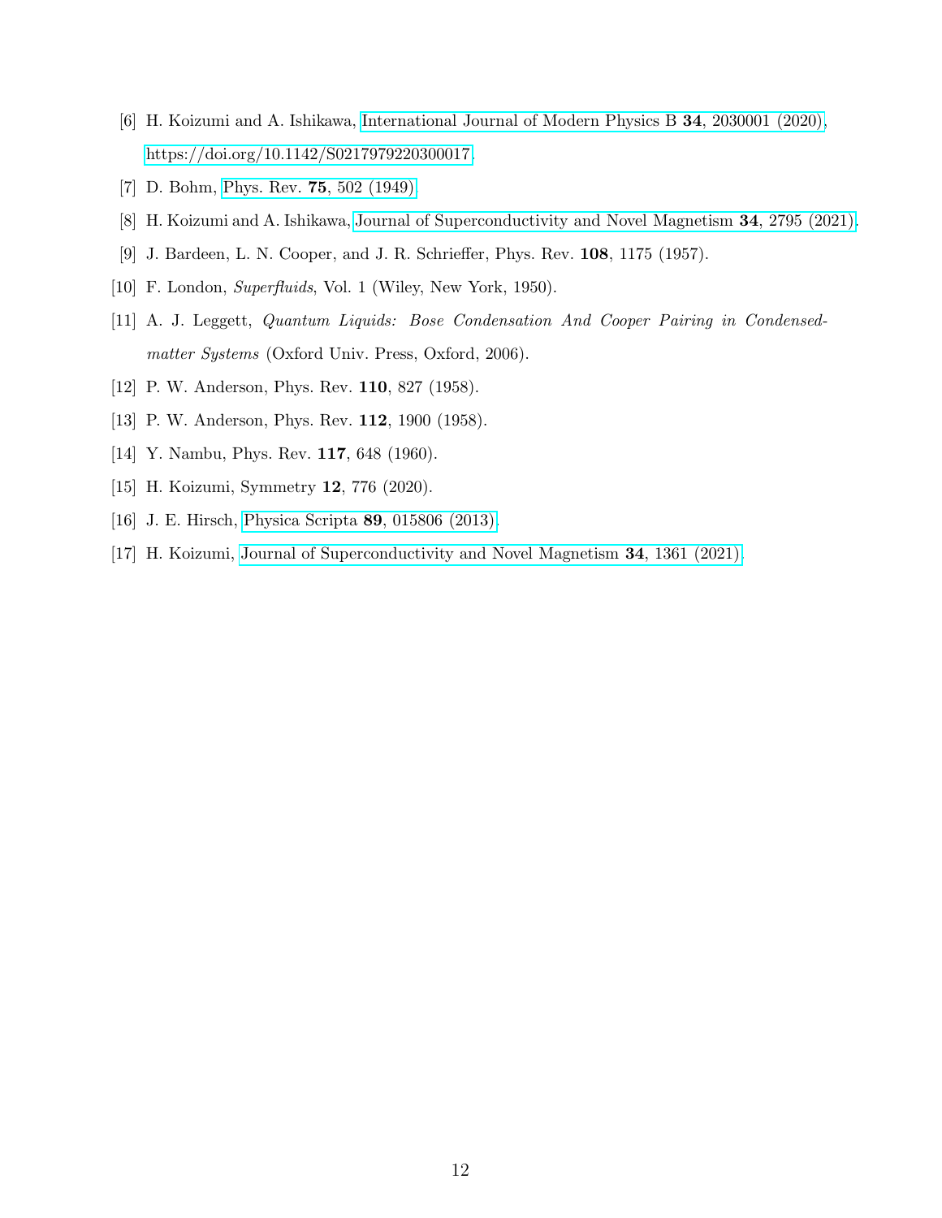[6] H. Koizumi and A. Ishikawa, International Journal of Modern Physics B **34**, 2030001 (2020), https://doi.org/10.1142/S0217979220300017.

[7] D. Bohm, Phys. Rev. **75**, 502 (1949).

[8] H. Koizumi and A. Ishikawa, Journal of Superconductivity and Novel Magnetism **34**, 2795 (2021).

[9] J. Bardeen, L. N. Cooper, and J. R. Schrieffer, Phys. Rev. **108**, 1175 (1957).

[10] F. London, *Superfluids*, Vol. 1 (Wiley, New York, 1950).

[11] A. J. Leggett, *Quantum Liquids: Bose Condensation And Cooper Pairing in Condensed-matter Systems* (Oxford Univ. Press, Oxford, 2006).

[12] P. W. Anderson, Phys. Rev. **110**, 827 (1958).

[13] P. W. Anderson, Phys. Rev. **112**, 1900 (1958).

[14] Y. Nambu, Phys. Rev. **117**, 648 (1960).

[15] H. Koizumi, Symmetry **12**, 776 (2020).

[16] J. E. Hirsch, Physica Scripta **89**, 015806 (2013).

[17] H. Koizumi, Journal of Superconductivity and Novel Magnetism **34**, 1361 (2021).